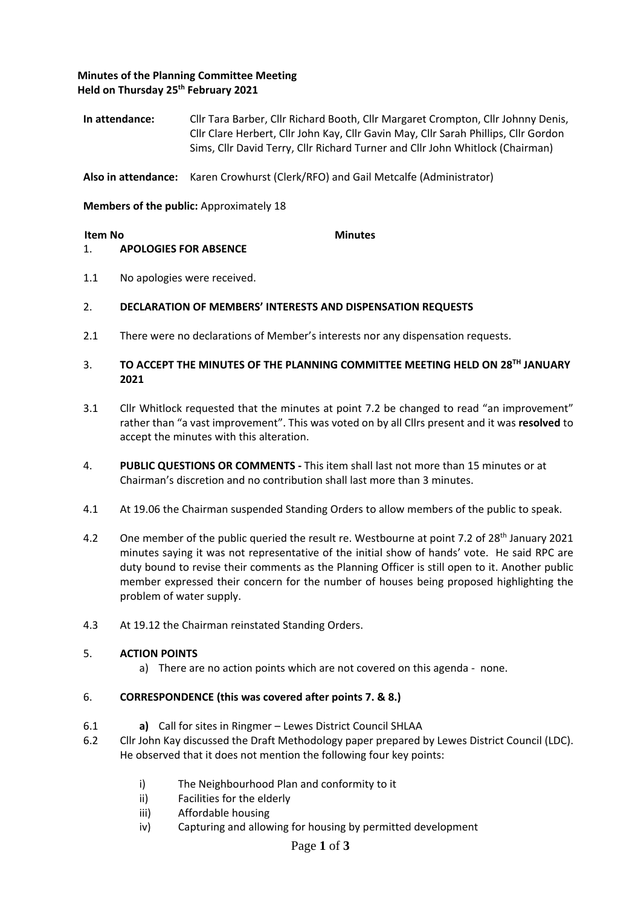**Minutes of the Planning Committee Meeting**
**Held on Thursday 25th February 2021**

**In attendance:** Cllr Tara Barber, Cllr Richard Booth, Cllr Margaret Crompton, Cllr Johnny Denis, Cllr Clare Herbert, Cllr John Kay, Cllr Gavin May, Cllr Sarah Phillips, Cllr Gordon Sims, Cllr David Terry, Cllr Richard Turner and Cllr John Whitlock (Chairman)

**Also in attendance:** Karen Crowhurst (Clerk/RFO) and Gail Metcalfe (Administrator)

**Members of the public:** Approximately 18

**Item No** **Minutes**

1. **APOLOGIES FOR ABSENCE**

1.1 No apologies were received.

2. **DECLARATION OF MEMBERS' INTERESTS AND DISPENSATION REQUESTS**

2.1 There were no declarations of Member's interests nor any dispensation requests.

3. **TO ACCEPT THE MINUTES OF THE PLANNING COMMITTEE MEETING HELD ON 28TH JANUARY 2021**

3.1 Cllr Whitlock requested that the minutes at point 7.2 be changed to read "an improvement" rather than "a vast improvement". This was voted on by all Cllrs present and it was **resolved** to accept the minutes with this alteration.

4. **PUBLIC QUESTIONS OR COMMENTS -** This item shall last not more than 15 minutes or at Chairman's discretion and no contribution shall last more than 3 minutes.

4.1 At 19.06 the Chairman suspended Standing Orders to allow members of the public to speak.

4.2 One member of the public queried the result re. Westbourne at point 7.2 of 28th January 2021 minutes saying it was not representative of the initial show of hands' vote. He said RPC are duty bound to revise their comments as the Planning Officer is still open to it. Another public member expressed their concern for the number of houses being proposed highlighting the problem of water supply.

4.3 At 19.12 the Chairman reinstated Standing Orders.

5. **ACTION POINTS**

a) There are no action points which are not covered on this agenda - none.

6. **CORRESPONDENCE (this was covered after points 7. & 8.)**

6.1 **a)** Call for sites in Ringmer – Lewes District Council SHLAA

6.2 Cllr John Kay discussed the Draft Methodology paper prepared by Lewes District Council (LDC). He observed that it does not mention the following four key points:

i) The Neighbourhood Plan and conformity to it
ii) Facilities for the elderly
iii) Affordable housing
iv) Capturing and allowing for housing by permitted development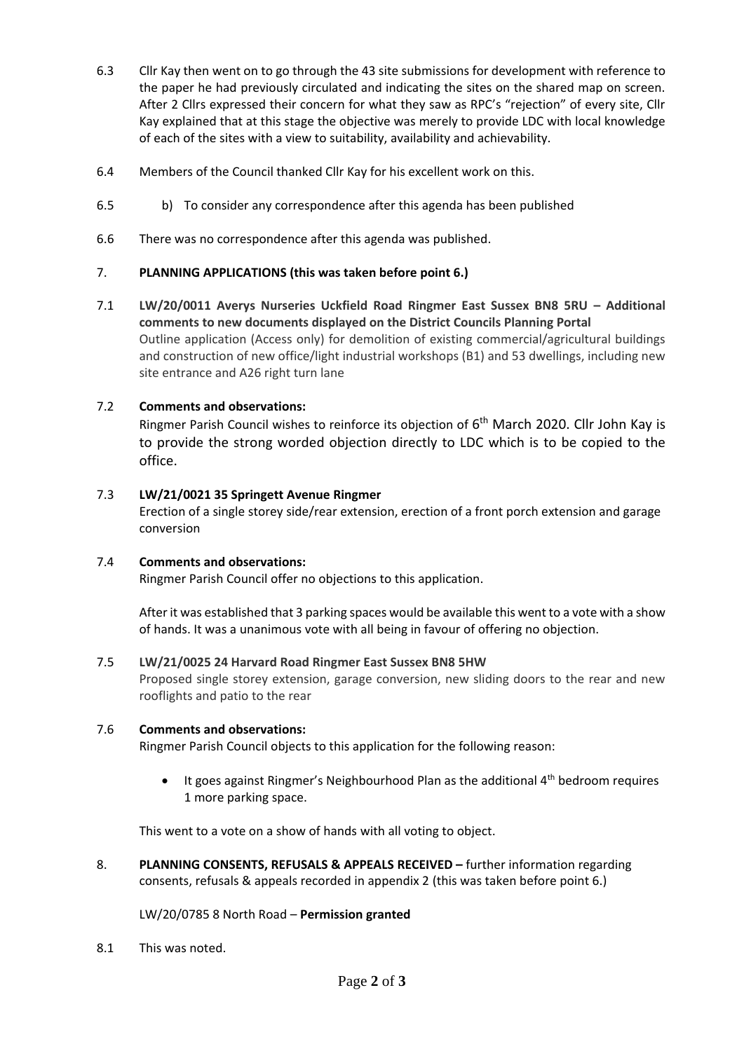6.3 Cllr Kay then went on to go through the 43 site submissions for development with reference to the paper he had previously circulated and indicating the sites on the shared map on screen. After 2 Cllrs expressed their concern for what they saw as RPC's "rejection" of every site, Cllr Kay explained that at this stage the objective was merely to provide LDC with local knowledge of each of the sites with a view to suitability, availability and achievability.

6.4 Members of the Council thanked Cllr Kay for his excellent work on this.

6.5 b) To consider any correspondence after this agenda has been published

6.6 There was no correspondence after this agenda was published.

7. **PLANNING APPLICATIONS (this was taken before point 6.)**

7.1 **LW/20/0011 Averys Nurseries Uckfield Road Ringmer East Sussex BN8 5RU – Additional comments to new documents displayed on the District Councils Planning Portal**

Outline application (Access only) for demolition of existing commercial/agricultural buildings and construction of new office/light industrial workshops (B1) and 53 dwellings, including new site entrance and A26 right turn lane

7.2 **Comments and observations:**

Ringmer Parish Council wishes to reinforce its objection of 6th March 2020. Cllr John Kay is to provide the strong worded objection directly to LDC which is to be copied to the office.

7.3 **LW/21/0021 35 Springett Avenue Ringmer**

Erection of a single storey side/rear extension, erection of a front porch extension and garage conversion

7.4 **Comments and observations:**

Ringmer Parish Council offer no objections to this application.

After it was established that 3 parking spaces would be available this went to a vote with a show of hands. It was a unanimous vote with all being in favour of offering no objection.

7.5 **LW/21/0025 24 Harvard Road Ringmer East Sussex BN8 5HW**

Proposed single storey extension, garage conversion, new sliding doors to the rear and new rooflights and patio to the rear

7.6 **Comments and observations:**

Ringmer Parish Council objects to this application for the following reason:

- It goes against Ringmer's Neighbourhood Plan as the additional 4th bedroom requires 1 more parking space.

This went to a vote on a show of hands with all voting to object.

8. **PLANNING CONSENTS, REFUSALS & APPEALS RECEIVED –** further information regarding consents, refusals & appeals recorded in appendix 2 (this was taken before point 6.)

LW/20/0785 8 North Road – **Permission granted**

8.1 This was noted.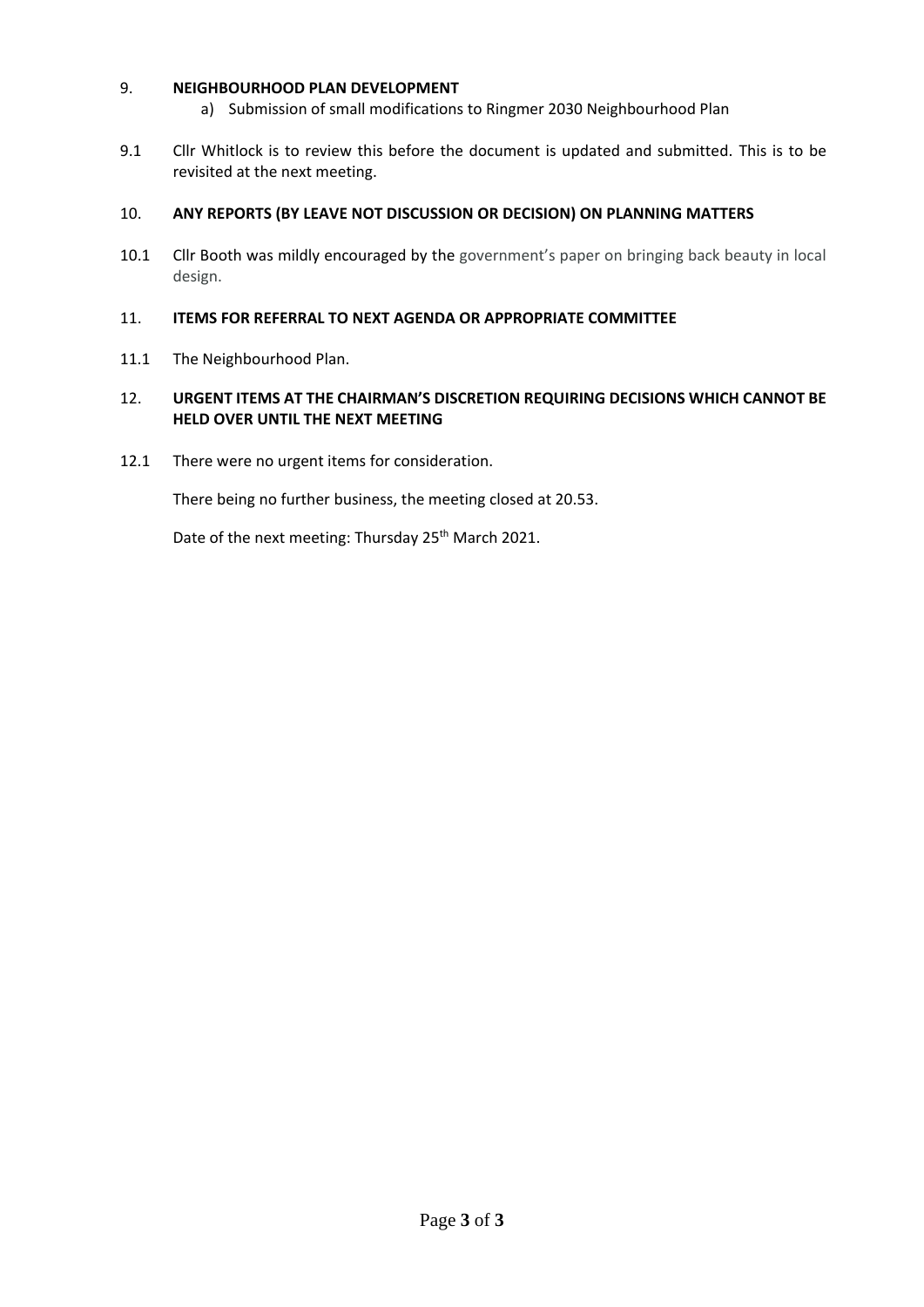9. **NEIGHBOURHOOD PLAN DEVELOPMENT**

   a) Submission of small modifications to Ringmer 2030 Neighbourhood Plan

9.1 Cllr Whitlock is to review this before the document is updated and submitted. This is to be revisited at the next meeting.

10. **ANY REPORTS (BY LEAVE NOT DISCUSSION OR DECISION) ON PLANNING MATTERS**

10.1 Cllr Booth was mildly encouraged by the government's paper on bringing back beauty in local design.

11. **ITEMS FOR REFERRAL TO NEXT AGENDA OR APPROPRIATE COMMITTEE**

11.1 The Neighbourhood Plan.

12. **URGENT ITEMS AT THE CHAIRMAN'S DISCRETION REQUIRING DECISIONS WHICH CANNOT BE HELD OVER UNTIL THE NEXT MEETING**

12.1 There were no urgent items for consideration.

There being no further business, the meeting closed at 20.53.

Date of the next meeting: Thursday 25th March 2021.